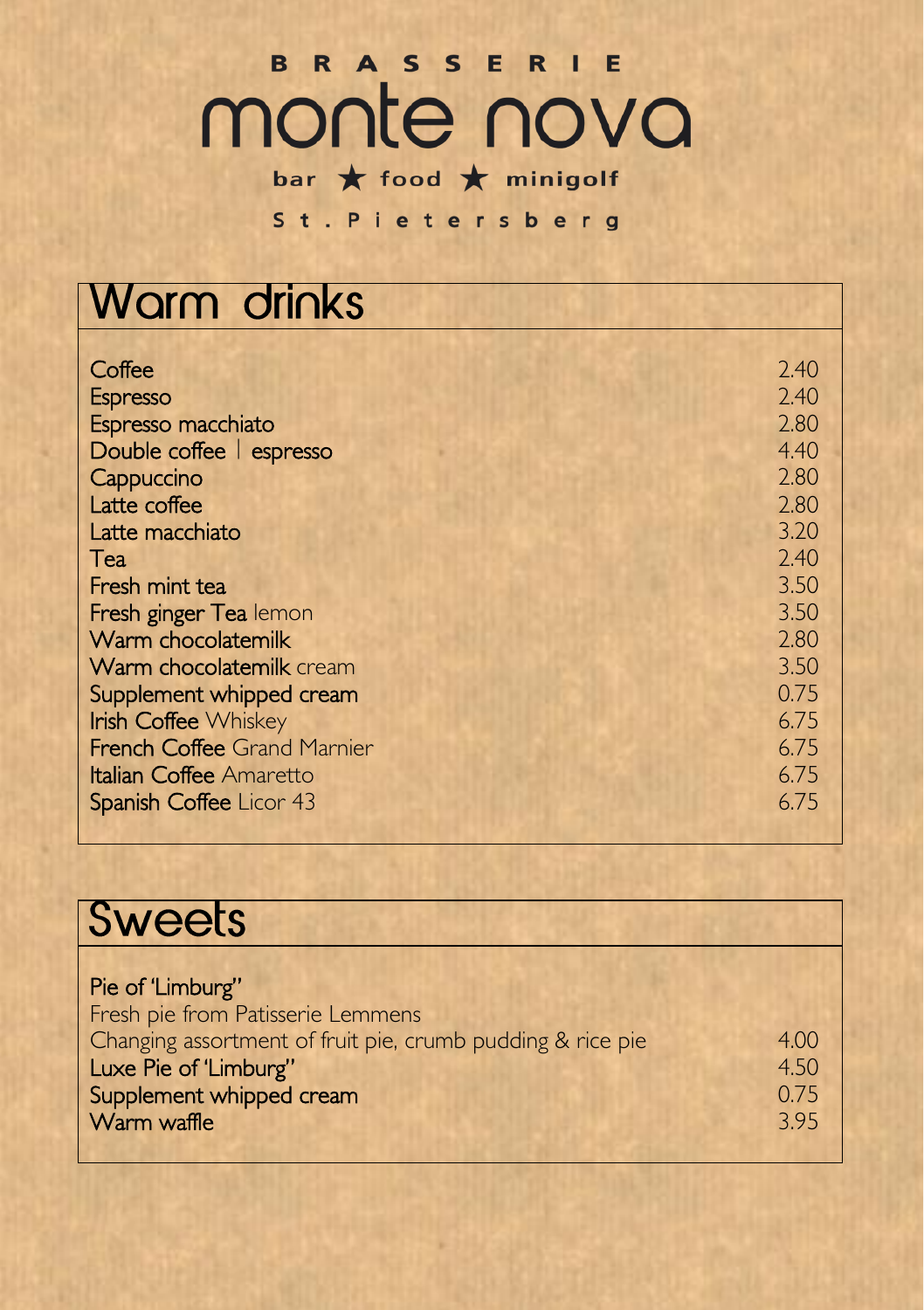# BRASSERIE monte nova

bar ★ food ★ minigolf

St. Pietersberg

## Warm drinks

| | |
|---|---|
| Coffee | 2.40 |
| Espresso | 2.40 |
| Espresso macchiato | 2.80 |
| Double coffee \| espresso | 4.40 |
| Cappuccino | 2.80 |
| Latte coffee | 2.80 |
| Latte macchiato | 3.20 |
| Tea | 2.40 |
| Fresh mint tea | 3.50 |
| Fresh ginger Tea lemon | 3.50 |
| Warm chocolatemilk | 2.80 |
| Warm chocolatemilk cream | 3.50 |
| Supplement whipped cream | 0.75 |
| Irish Coffee Whiskey | 6.75 |
| French Coffee Grand Marnier | 6.75 |
| Italian Coffee Amaretto | 6.75 |
| Spanish Coffee Licor 43 | 6.75 |

## Sweets

Pie of 'Limburg"
Fresh pie from Patisserie Lemmens

| | |
|---|---|
| Changing assortment of fruit pie, crumb pudding & rice pie | 4.00 |
| Luxe Pie of 'Limburg" | 4.50 |
| Supplement whipped cream | 0.75 |
| Warm waffle | 3.95 |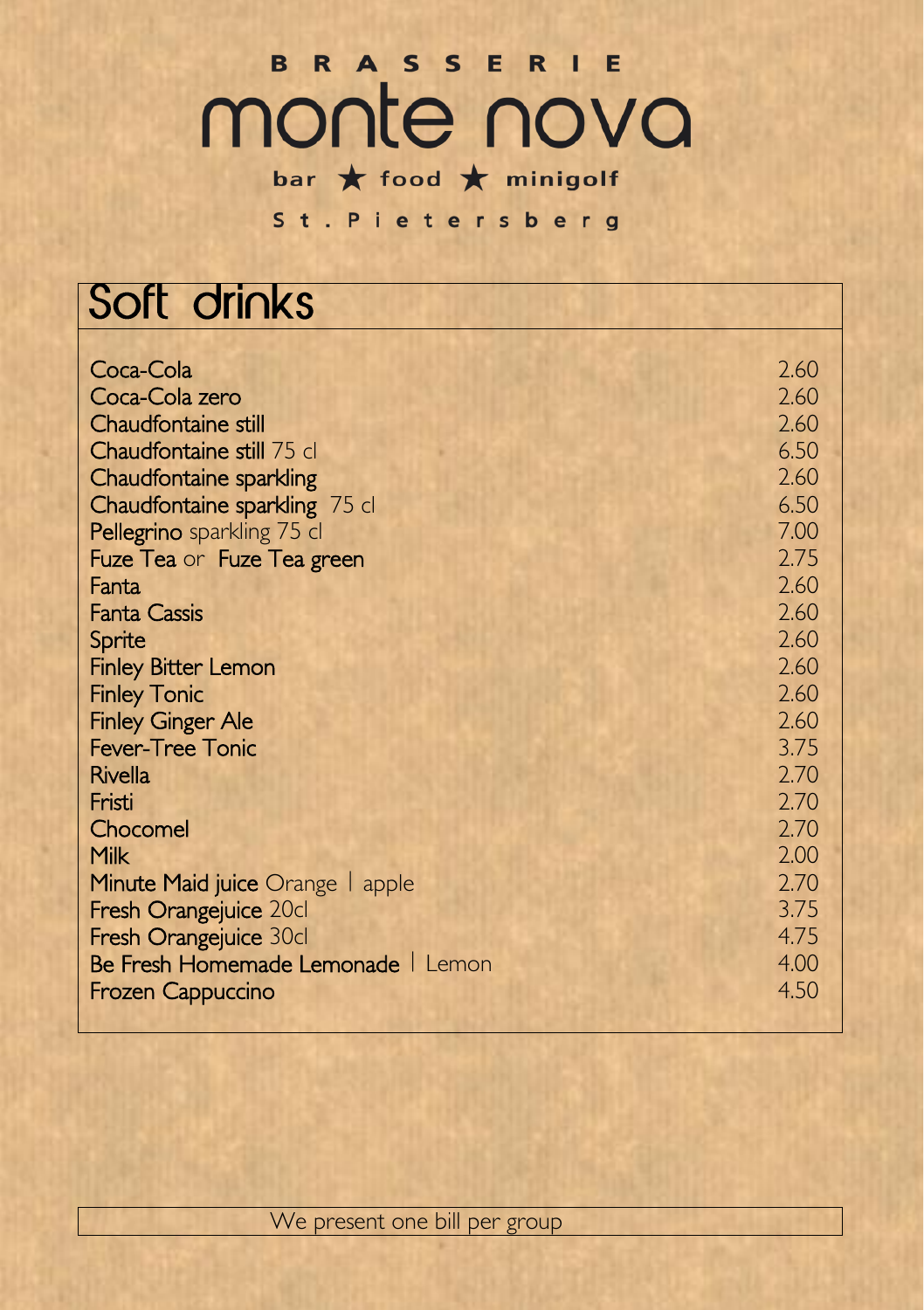**BRASSERIE**

# monte nova

bar ★ food ★ minigolf

St. Pietersberg

## Soft drinks

| | |
|---|---|
| Coca-Cola | 2.60 |
| Coca-Cola zero | 2.60 |
| Chaudfontaine still | 2.60 |
| Chaudfontaine still 75 cl | 6.50 |
| Chaudfontaine sparkling | 2.60 |
| Chaudfontaine sparkling 75 cl | 6.50 |
| Pellegrino sparkling 75 cl | 7.00 |
| Fuze Tea or Fuze Tea green | 2.75 |
| Fanta | 2.60 |
| Fanta Cassis | 2.60 |
| Sprite | 2.60 |
| Finley Bitter Lemon | 2.60 |
| Finley Tonic | 2.60 |
| Finley Ginger Ale | 2.60 |
| Fever-Tree Tonic | 3.75 |
| Rivella | 2.70 |
| Fristi | 2.70 |
| Chocomel | 2.70 |
| Milk | 2.00 |
| Minute Maid juice Orange \| apple | 2.70 |
| Fresh Orangejuice 20cl | 3.75 |
| Fresh Orangejuice 30cl | 4.75 |
| Be Fresh Homemade Lemonade \| Lemon | 4.00 |
| Frozen Cappuccino | 4.50 |

We present one bill per group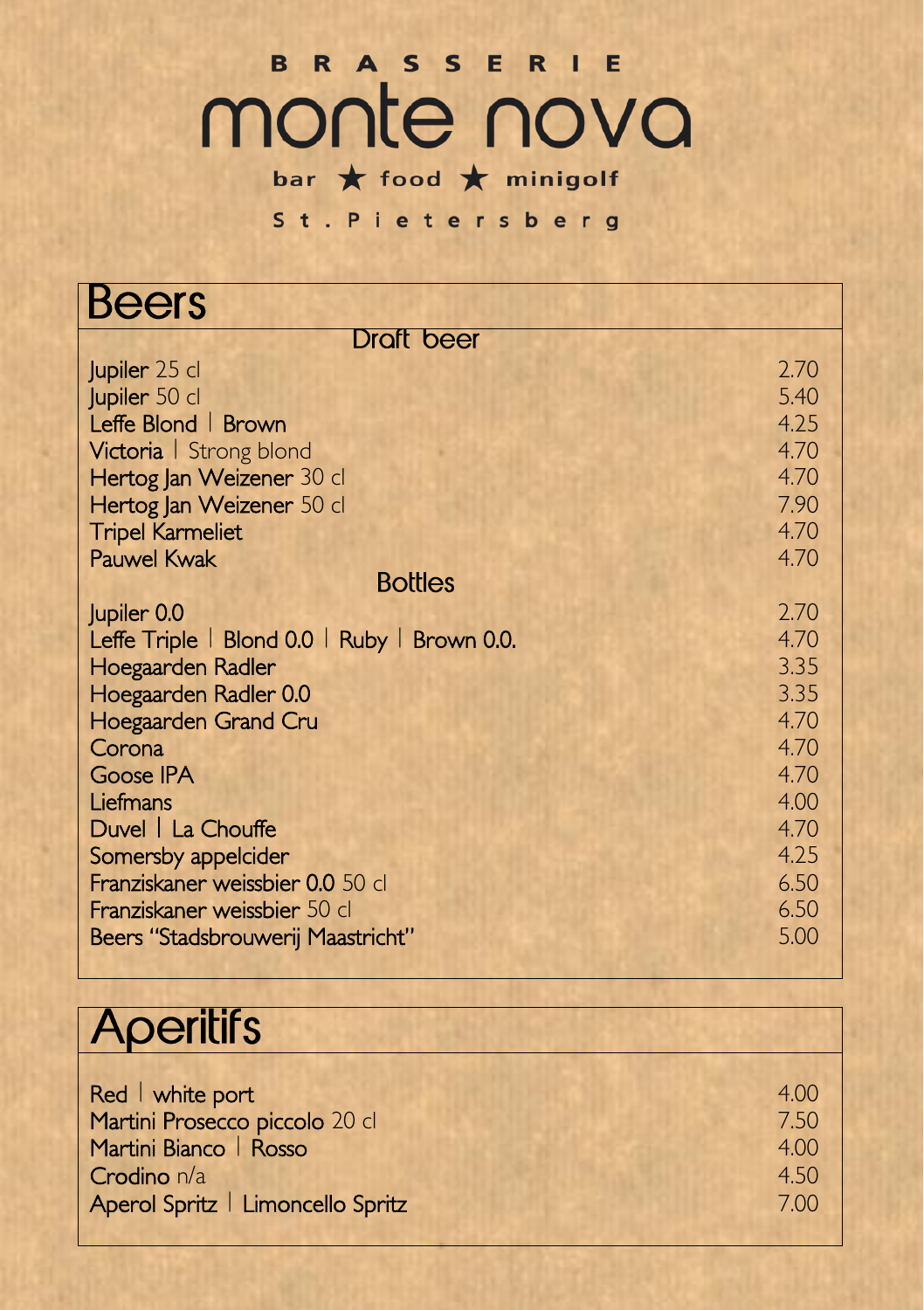BRASSERIE

# monte nova

bar ★ food ★ minigolf

St. Pietersberg

## Beers

### Draft beer

| Item | Price |
|---|---|
| Jupiler 25 cl | 2.70 |
| Jupiler 50 cl | 5.40 |
| Leffe Blond \| Brown | 4.25 |
| Victoria \| Strong blond | 4.70 |
| Hertog Jan Weizener 30 cl | 4.70 |
| Hertog Jan Weizener 50 cl | 7.90 |
| Tripel Karmeliet | 4.70 |
| Pauwel Kwak | 4.70 |

### Bottles

| Item | Price |
|---|---|
| Jupiler 0.0 | 2.70 |
| Leffe Triple \| Blond 0.0 \| Ruby \| Brown 0.0. | 4.70 |
| Hoegaarden Radler | 3.35 |
| Hoegaarden Radler 0.0 | 3.35 |
| Hoegaarden Grand Cru | 4.70 |
| Corona | 4.70 |
| Goose IPA | 4.70 |
| Liefmans | 4.00 |
| Duvel \| La Chouffe | 4.70 |
| Somersby appelcider | 4.25 |
| Franziskaner weissbier 0.0 50 cl | 6.50 |
| Franziskaner weissbier 50 cl | 6.50 |
| Beers "Stadsbrouwerij Maastricht" | 5.00 |

## Aperitifs

| Item | Price |
|---|---|
| Red \| white port | 4.00 |
| Martini Prosecco piccolo 20 cl | 7.50 |
| Martini Bianco \| Rosso | 4.00 |
| Crodino n/a | 4.50 |
| Aperol Spritz \| Limoncello Spritz | 7.00 |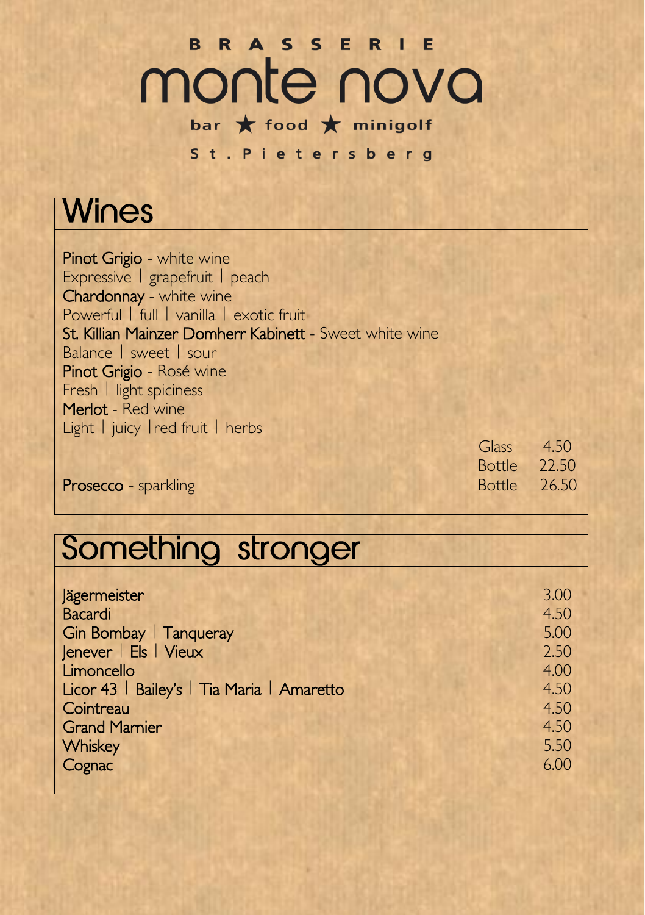BRASSERIE

# monte nova

bar ★ food ★ minigolf

St. Pietersberg

## Wines

**Pinot Grigio** - white wine
Expressive | grapefruit | peach

**Chardonnay** - white wine
Powerful | full | vanilla | exotic fruit

**St. Killian Mainzer Domherr Kabinett** - Sweet white wine
Balance | sweet | sour

**Pinot Grigio** - Rosé wine
Fresh | light spiciness

**Merlot** - Red wine
Light | juicy | red fruit | herbs

| | | |
|---|---|---|
| | Glass | 4.50 |
| | Bottle | 22.50 |
| **Prosecco** - sparkling | Bottle | 26.50 |

## Something stronger

| | |
|---|---|
| Jägermeister | 3.00 |
| Bacardi | 4.50 |
| Gin Bombay \| Tanqueray | 5.00 |
| Jenever \| Els \| Vieux | 2.50 |
| Limoncello | 4.00 |
| Licor 43 \| Bailey's \| Tia Maria \| Amaretto | 4.50 |
| Cointreau | 4.50 |
| Grand Marnier | 4.50 |
| Whiskey | 5.50 |
| Cognac | 6.00 |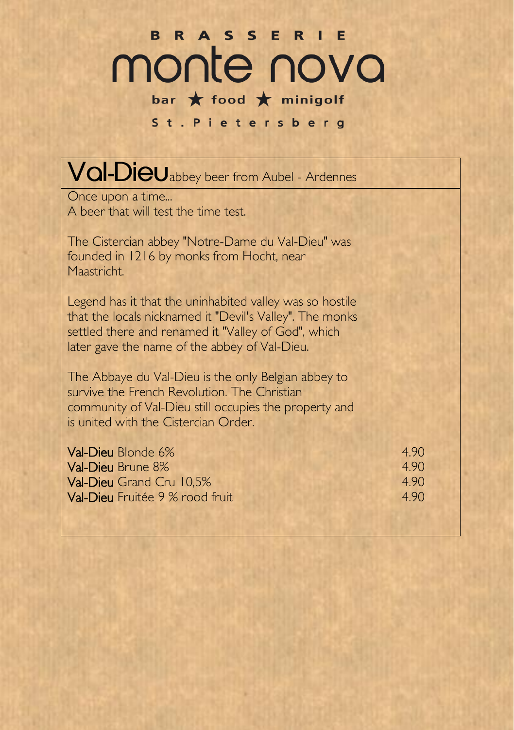# BRASSERIE monte nova

bar ★ food ★ minigolf

St. Pietersberg

## Val-Dieu abbey beer from Aubel - Ardennes

Once upon a time...
A beer that will test the time test.

The Cistercian abbey "Notre-Dame du Val-Dieu" was founded in 1216 by monks from Hocht, near Maastricht.

Legend has it that the uninhabited valley was so hostile that the locals nicknamed it "Devil's Valley". The monks settled there and renamed it "Valley of God", which later gave the name of the abbey of Val-Dieu.

The Abbaye du Val-Dieu is the only Belgian abbey to survive the French Revolution. The Christian community of Val-Dieu still occupies the property and is united with the Cistercian Order.

| | |
|---|---|
| **Val-Dieu** Blonde 6% | 4.90 |
| **Val-Dieu** Brune 8% | 4.90 |
| **Val-Dieu** Grand Cru 10,5% | 4.90 |
| **Val-Dieu** Fruitée 9 % rood fruit | 4.90 |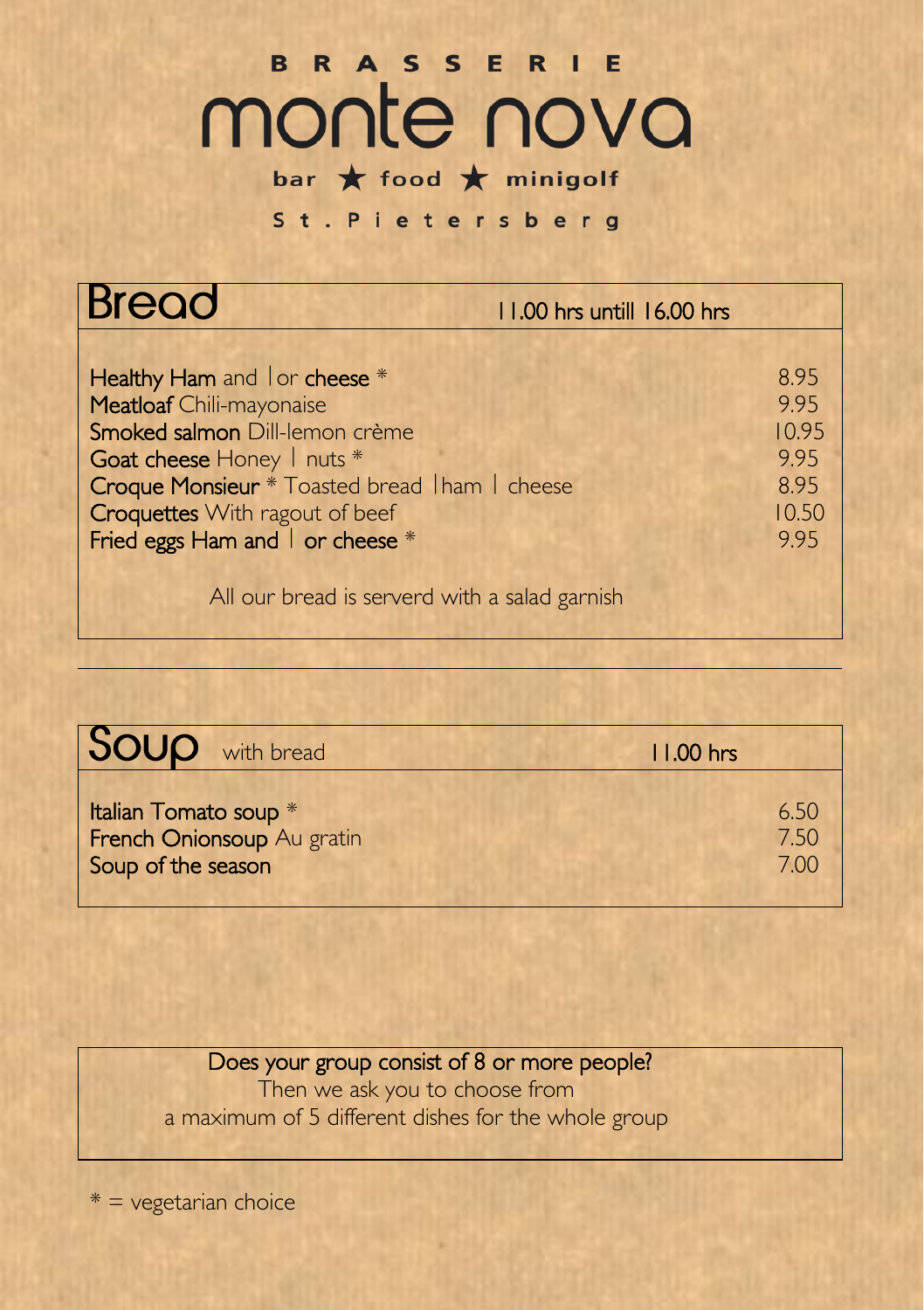BRASSERIE

# monte nova

bar ★ food ★ minigolf

St. Pietersberg

## Bread

11.00 hrs untill 16.00 hrs

| | |
|---|---|
| **Healthy Ham** and \| or **cheese** * | 8.95 |
| **Meatloaf** Chili-mayonaise | 9.95 |
| **Smoked salmon** Dill-lemon crème | 10.95 |
| **Goat cheese** Honey \| nuts * | 9.95 |
| **Croque Monsieur** * Toasted bread \|ham \| cheese | 8.95 |
| **Croquettes** With ragout of beef | 10.50 |
| **Fried eggs Ham and \| or cheese** * | 9.95 |

All our bread is serverd with a salad garnish

## Soup with bread

11.00 hrs

| | |
|---|---|
| **Italian Tomato soup** * | 6.50 |
| **French Onionsoup** Au gratin | 7.50 |
| **Soup of the season** | 7.00 |

Does your group consist of 8 or more people?
Then we ask you to choose from
a maximum of 5 different dishes for the whole group

* = vegetarian choice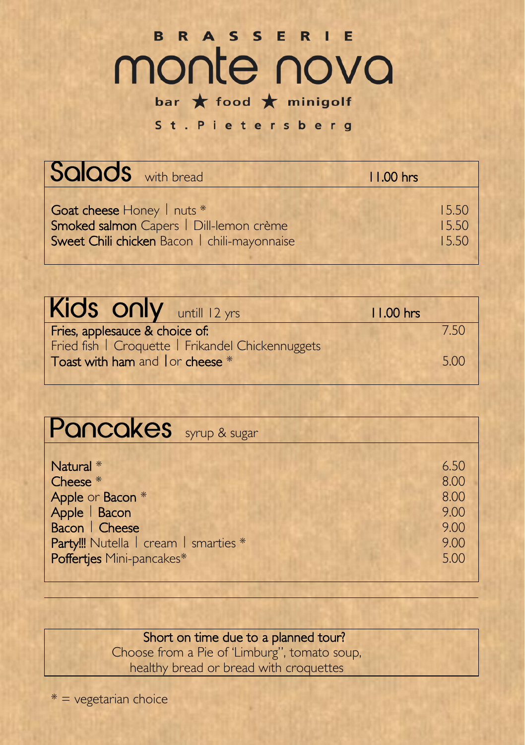# BRASSERIE monte nova

bar ★ food ★ minigolf

St. Pietersberg

## Salads with bread — 11.00 hrs

| Item | Price |
|---|---|
| **Goat cheese** Honey \| nuts * | 15.50 |
| **Smoked salmon** Capers \| Dill-lemon crème | 15.50 |
| **Sweet Chili chicken** Bacon \| chili-mayonnaise | 15.50 |

## Kids only untill 12 yrs — 11.00 hrs

| Item | Price |
|---|---|
| **Fries, applesauce & choice of:** Fried fish \| Croquette \| Frikandel Chickennuggets | 7.50 |
| **Toast with ham** and \|or **cheese** * | 5.00 |

## Pancakes syrup & sugar

| Item | Price |
|---|---|
| **Natural** * | 6.50 |
| **Cheese** * | 8.00 |
| **Apple** or **Bacon** * | 8.00 |
| **Apple** \| **Bacon** | 9.00 |
| **Bacon** \| **Cheese** | 9.00 |
| **Party!!!** Nutella \| cream \| smarties * | 9.00 |
| **Poffertjes** Mini-pancakes* | 5.00 |

---

**Short on time due to a planned tour?**
Choose from a Pie of 'Limburg", tomato soup, healthy bread or bread with croquettes

* = vegetarian choice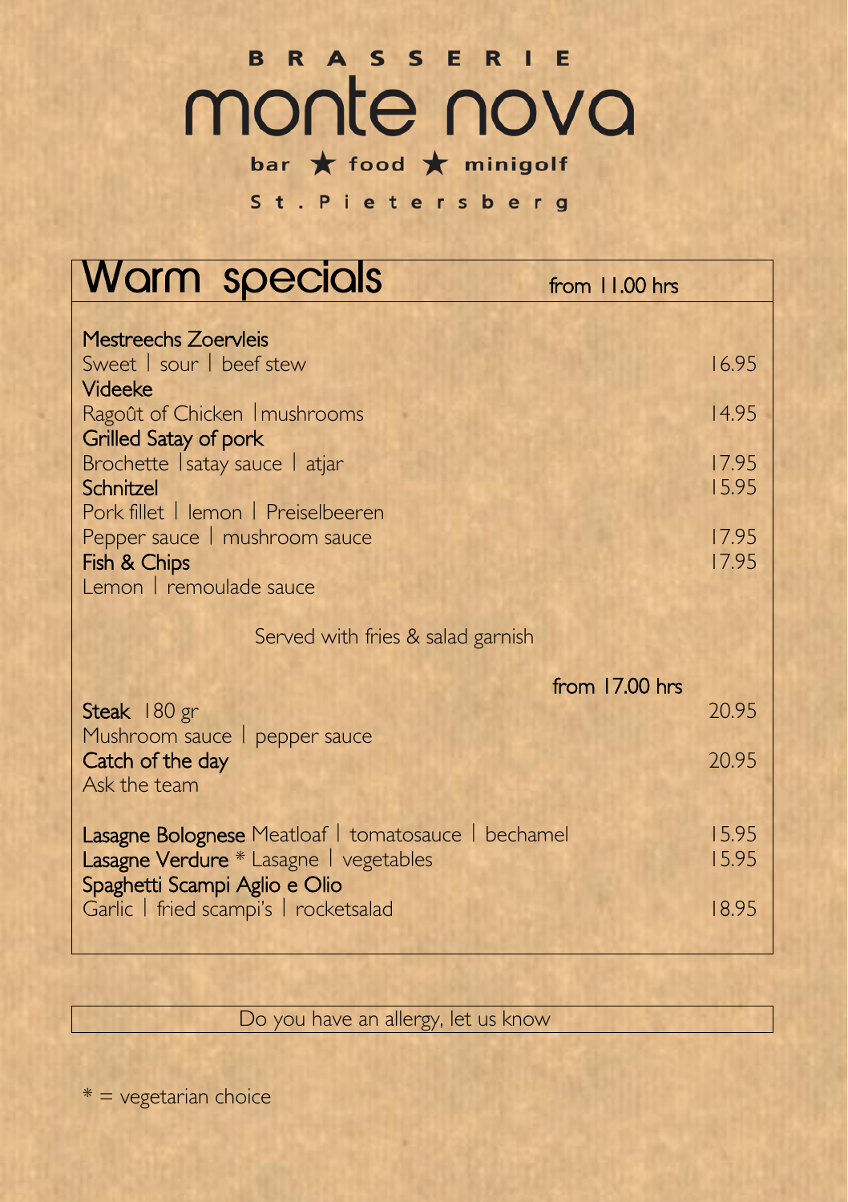# BRASSERIE monte nova

bar ★ food ★ minigolf

St. Pietersberg

## Warm specials

from 11.00 hrs

**Mestreechs Zoervleis**
Sweet | sour | beef stew — 16.95

**Videeke**
Ragoût of Chicken | mushrooms — 14.95

**Grilled Satay of pork**
Brochette | satay sauce | atjar — 17.95

**Schnitzel** — 15.95
Pork fillet | lemon | Preiselbeeren
Pepper sauce | mushroom sauce — 17.95

**Fish & Chips** — 17.95
Lemon | remoulade sauce

Served with fries & salad garnish

from 17.00 hrs

**Steak** 180 gr — 20.95
Mushroom sauce | pepper sauce

**Catch of the day** — 20.95
Ask the team

**Lasagne Bolognese** Meatloaf | tomatosauce | bechamel — 15.95

**Lasagne Verdure** * Lasagne | vegetables — 15.95

**Spaghetti Scampi Aglio e Olio**
Garlic | fried scampi's | rocketsalad — 18.95

Do you have an allergy, let us know

* = vegetarian choice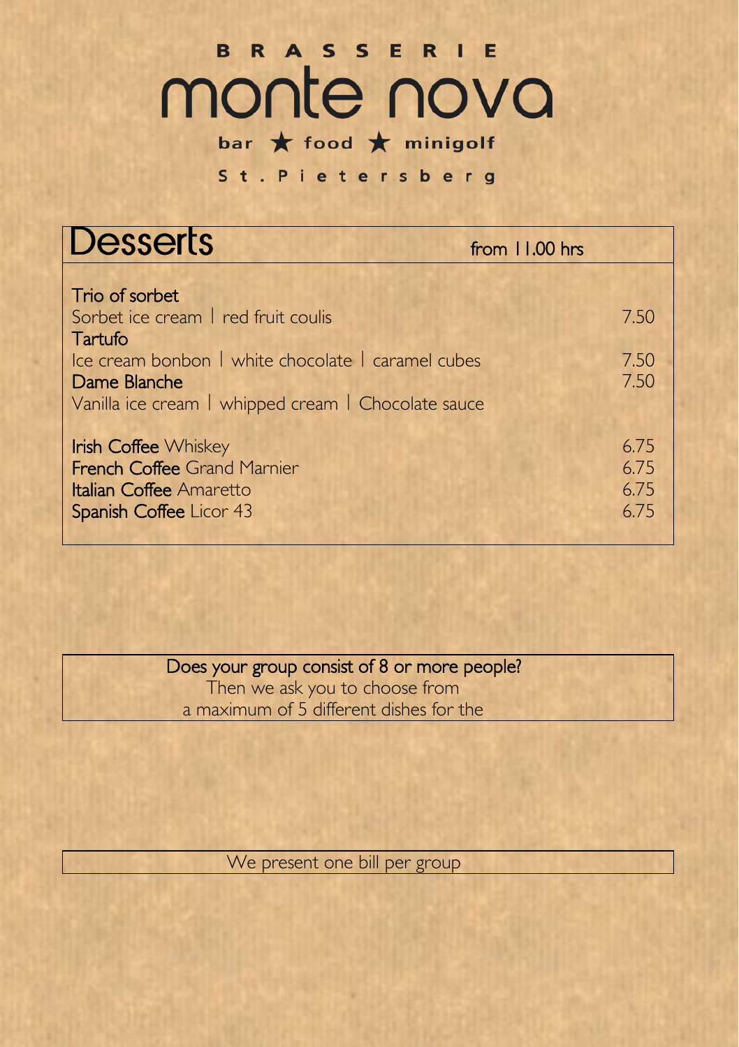# BRASSERIE monte nova

bar ★ food ★ minigolf

St. Pietersberg

## Desserts

from 11.00 hrs

**Trio of sorbet**
Sorbet ice cream | red fruit coulis — 7.50

**Tartufo**
Ice cream bonbon | white chocolate | caramel cubes — 7.50

**Dame Blanche** — 7.50
Vanilla ice cream | whipped cream | Chocolate sauce

**Irish Coffee** Whiskey — 6.75
**French Coffee** Grand Marnier — 6.75
**Italian Coffee** Amaretto — 6.75
**Spanish Coffee** Licor 43 — 6.75

**Does your group consist of 8 or more people?**
Then we ask you to choose from
a maximum of 5 different dishes for the

We present one bill per group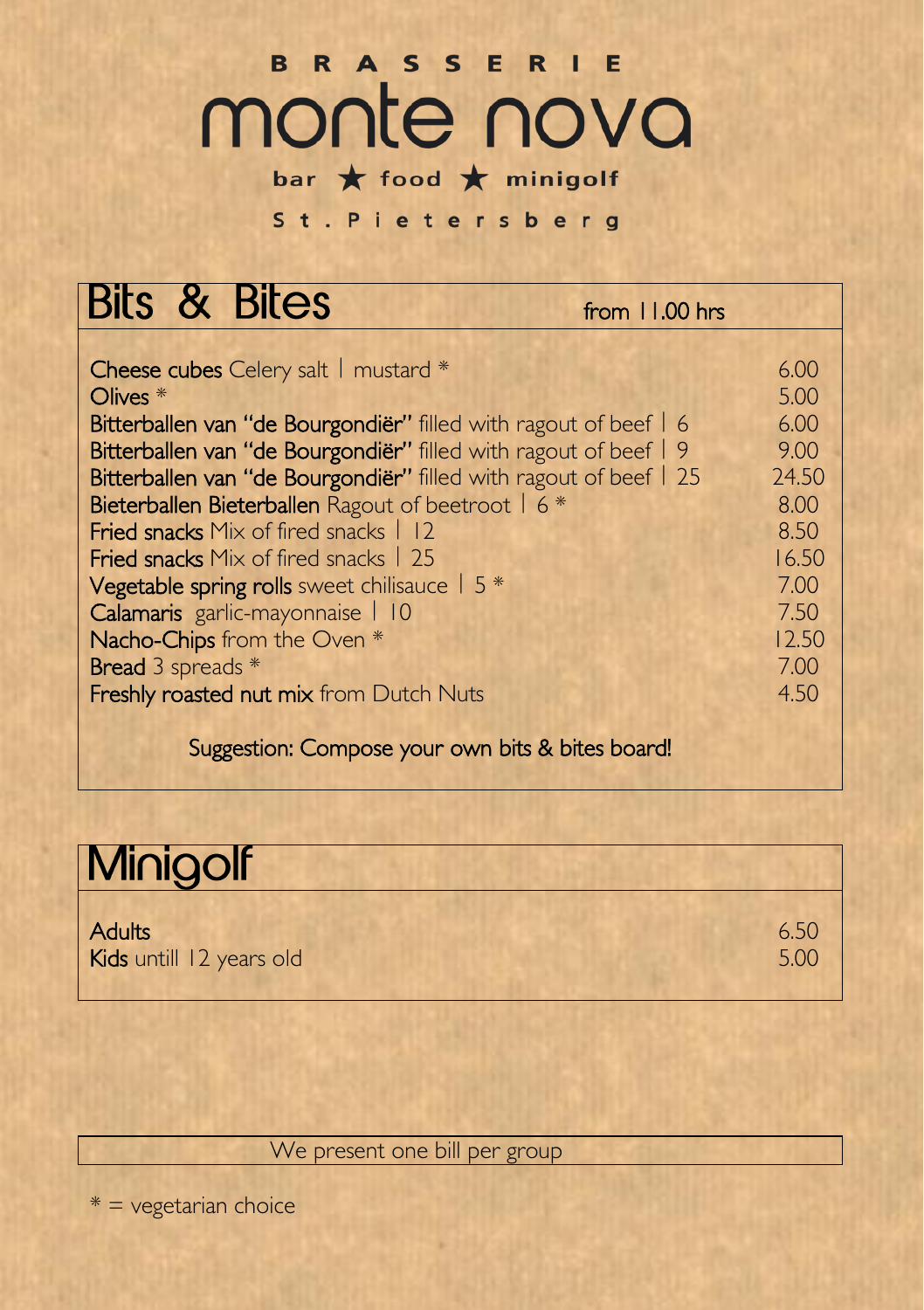BRASSERIE

# monte nova

bar ★ food ★ minigolf

St. Pietersberg

## Bits & Bites

from 11.00 hrs

| | |
|---|---|
| **Cheese cubes** Celery salt \| mustard * | 6.00 |
| **Olives** * | 5.00 |
| **Bitterballen van "de Bourgondiër"** filled with ragout of beef \| 6 | 6.00 |
| **Bitterballen van "de Bourgondiër"** filled with ragout of beef \| 9 | 9.00 |
| **Bitterballen van "de Bourgondiër"** filled with ragout of beef \| 25 | 24.50 |
| **Bieterballen Bieterballen** Ragout of beetroot \| 6 * | 8.00 |
| **Fried snacks** Mix of fired snacks \| 12 | 8.50 |
| **Fried snacks** Mix of fired snacks \| 25 | 16.50 |
| **Vegetable spring rolls** sweet chilisauce \| 5 * | 7.00 |
| **Calamaris** garlic-mayonnaise \| 10 | 7.50 |
| **Nacho-Chips** from the Oven * | 12.50 |
| **Bread** 3 spreads * | 7.00 |
| **Freshly roasted nut mix** from Dutch Nuts | 4.50 |

Suggestion: Compose your own bits & bites board!

## Minigolf

| | |
|---|---|
| **Adults** | 6.50 |
| **Kids** untill 12 years old | 5.00 |

We present one bill per group

* = vegetarian choice